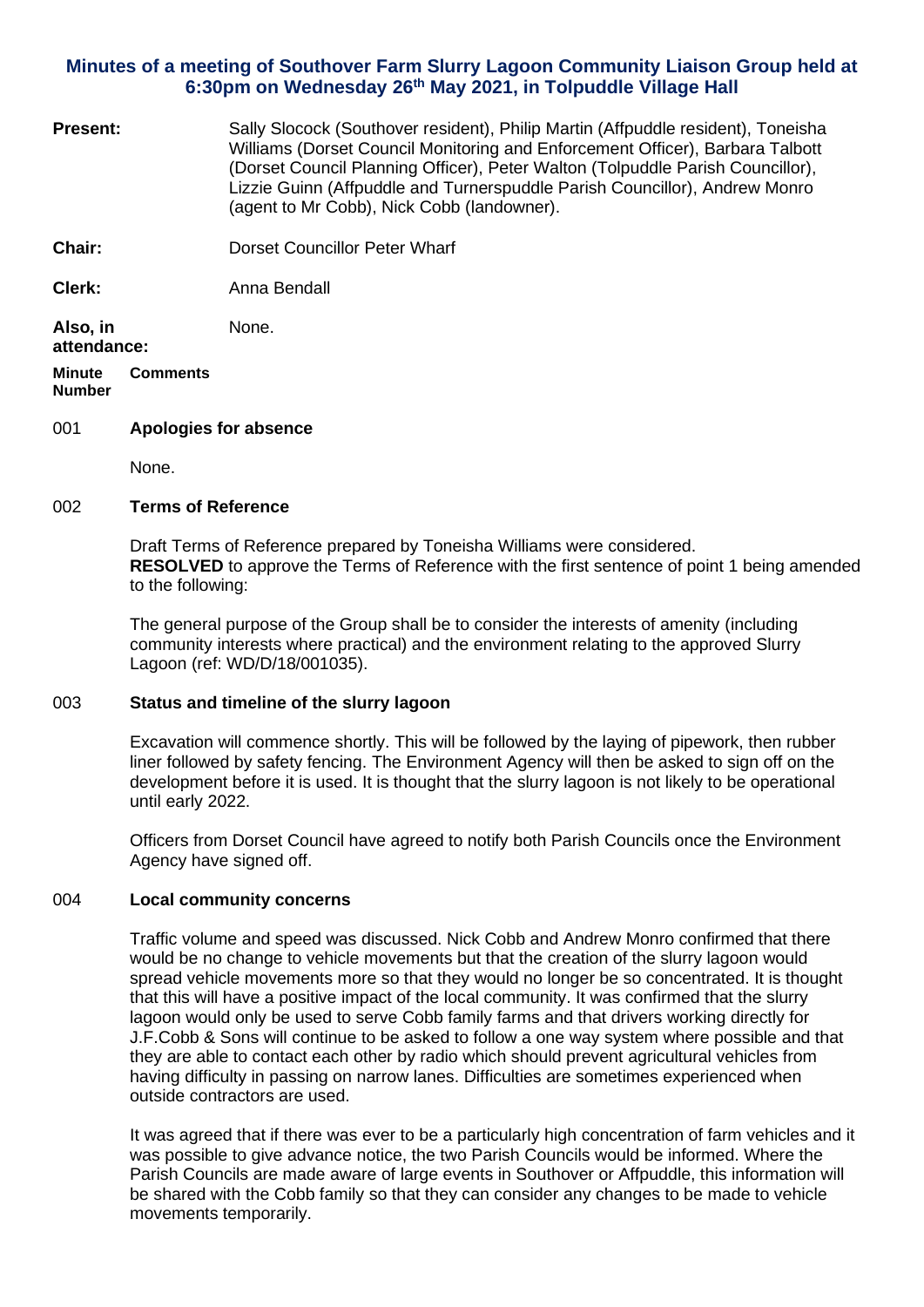# Minutes of a meeting of Southover Farm Slurry Lagoon Community Liaison Group held at 6:30pm on Wednesday 26th May 2021, in Tolpuddle Village Hall

**Present:** Sally Slocock (Southover resident), Philip Martin (Affpuddle resident), Toneisha Williams (Dorset Council Monitoring and Enforcement Officer), Barbara Talbott (Dorset Council Planning Officer), Peter Walton (Tolpuddle Parish Councillor), Lizzie Guinn (Affpuddle and Turnerspuddle Parish Councillor), Andrew Monro (agent to Mr Cobb), Nick Cobb (landowner).

**Chair:** Dorset Councillor Peter Wharf

**Clerk:** Anna Bendall

**Also, in attendance:** None.

**Minute Number** **Comments**

## 001 Apologies for absence

None.

## 002 Terms of Reference

Draft Terms of Reference prepared by Toneisha Williams were considered.
**RESOLVED** to approve the Terms of Reference with the first sentence of point 1 being amended to the following:

The general purpose of the Group shall be to consider the interests of amenity (including community interests where practical) and the environment relating to the approved Slurry Lagoon (ref: WD/D/18/001035).

## 003 Status and timeline of the slurry lagoon

Excavation will commence shortly. This will be followed by the laying of pipework, then rubber liner followed by safety fencing. The Environment Agency will then be asked to sign off on the development before it is used. It is thought that the slurry lagoon is not likely to be operational until early 2022.

Officers from Dorset Council have agreed to notify both Parish Councils once the Environment Agency have signed off.

## 004 Local community concerns

Traffic volume and speed was discussed. Nick Cobb and Andrew Monro confirmed that there would be no change to vehicle movements but that the creation of the slurry lagoon would spread vehicle movements more so that they would no longer be so concentrated. It is thought that this will have a positive impact of the local community. It was confirmed that the slurry lagoon would only be used to serve Cobb family farms and that drivers working directly for J.F.Cobb & Sons will continue to be asked to follow a one way system where possible and that they are able to contact each other by radio which should prevent agricultural vehicles from having difficulty in passing on narrow lanes. Difficulties are sometimes experienced when outside contractors are used.

It was agreed that if there was ever to be a particularly high concentration of farm vehicles and it was possible to give advance notice, the two Parish Councils would be informed. Where the Parish Councils are made aware of large events in Southover or Affpuddle, this information will be shared with the Cobb family so that they can consider any changes to be made to vehicle movements temporarily.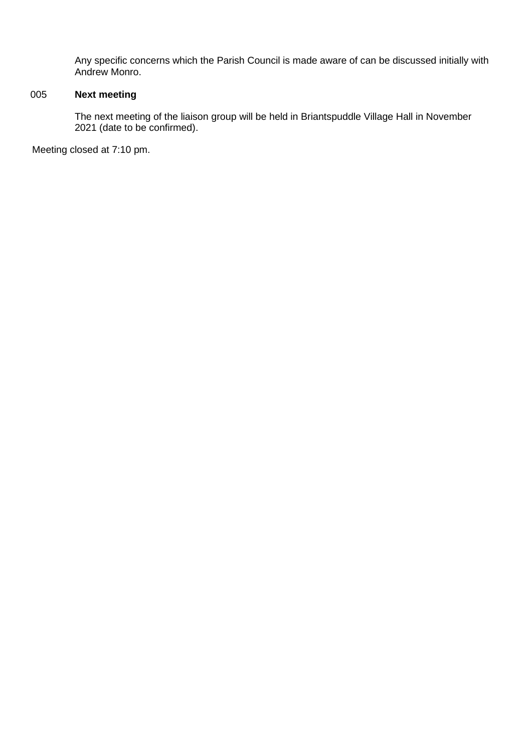Any specific concerns which the Parish Council is made aware of can be discussed initially with Andrew Monro.

005 **Next meeting**

The next meeting of the liaison group will be held in Briantspuddle Village Hall in November 2021 (date to be confirmed).

Meeting closed at 7:10 pm.